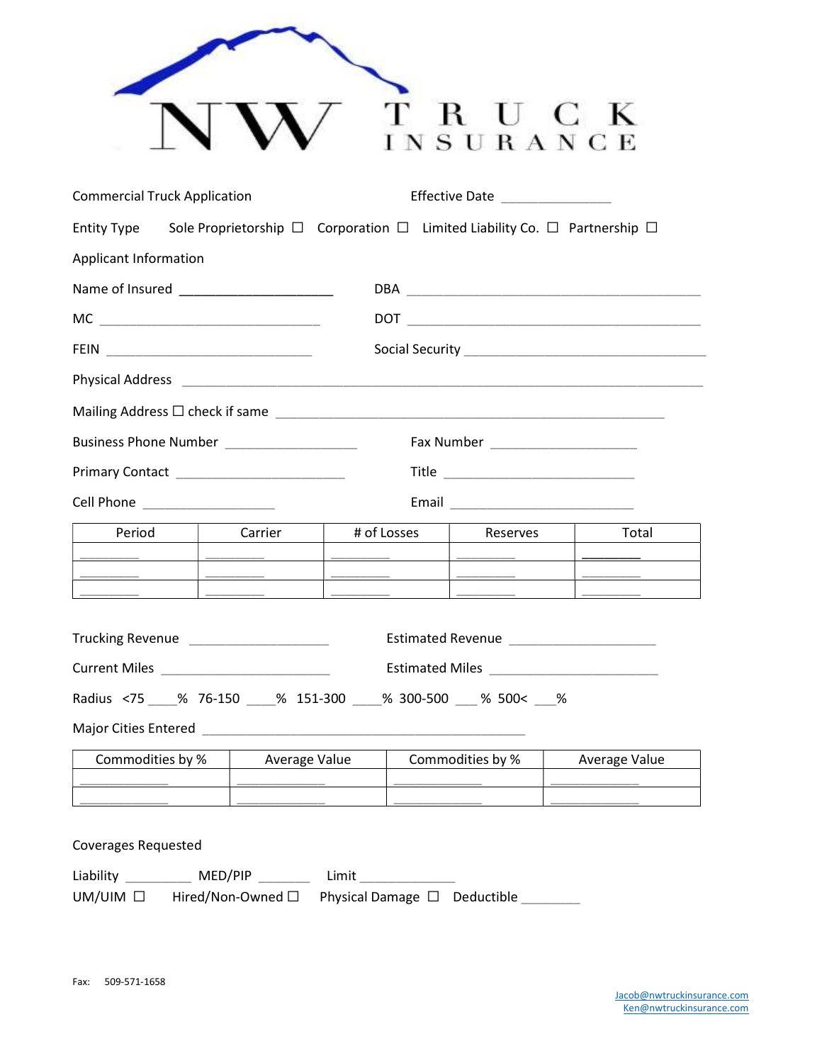# NW TRUCK INSURANCE

Commercial Truck Application  Effective Date _______________

Entity Type  Sole Proprietorship ☐  Corporation ☐  Limited Liability Co. ☐  Partnership ☐

Applicant Information

Name of Insured ____________________  DBA ________________________________________

MC ______________________________  DOT ________________________________________

FEIN ____________________________  Social Security ________________________________

Physical Address ______________________________________________________________________

Mailing Address ☐ check if same ____________________________________________________

Business Phone Number _________________  Fax Number ___________________

Primary Contact ______________________  Title _________________________

Cell Phone _________________  Email ________________________

| Period | Carrier | # of Losses | Reserves | Total |
| --- | --- | --- | --- | --- |
| ________ | ________ | ________ | ________ | ________ |
| ________ | ________ | ________ | ________ | ________ |
| ________ | ________ | ________ | ________ | ________ |

Trucking Revenue __________________  Estimated Revenue ___________________

Current Miles ______________________  Estimated Miles ______________________

Radius <75 ____% 76-150 ____% 151-300 ____% 300-500 ___% 500< ___%

Major Cities Entered __________________________________________

| Commodities by % | Average Value | Commodities by % | Average Value |
| --- | --- | --- | --- |
| ____________ | ____________ | ____________ | ____________ |
| ____________ | ____________ | ____________ | ____________ |

Coverages Requested

Liability _________ MED/PIP _______ Limit _____________

UM/UIM ☐  Hired/Non-Owned ☐  Physical Damage ☐  Deductible ________

Fax: 509-571-1658

Jacob@nwtruckinsurance.com
Ken@nwtruckinsurance.com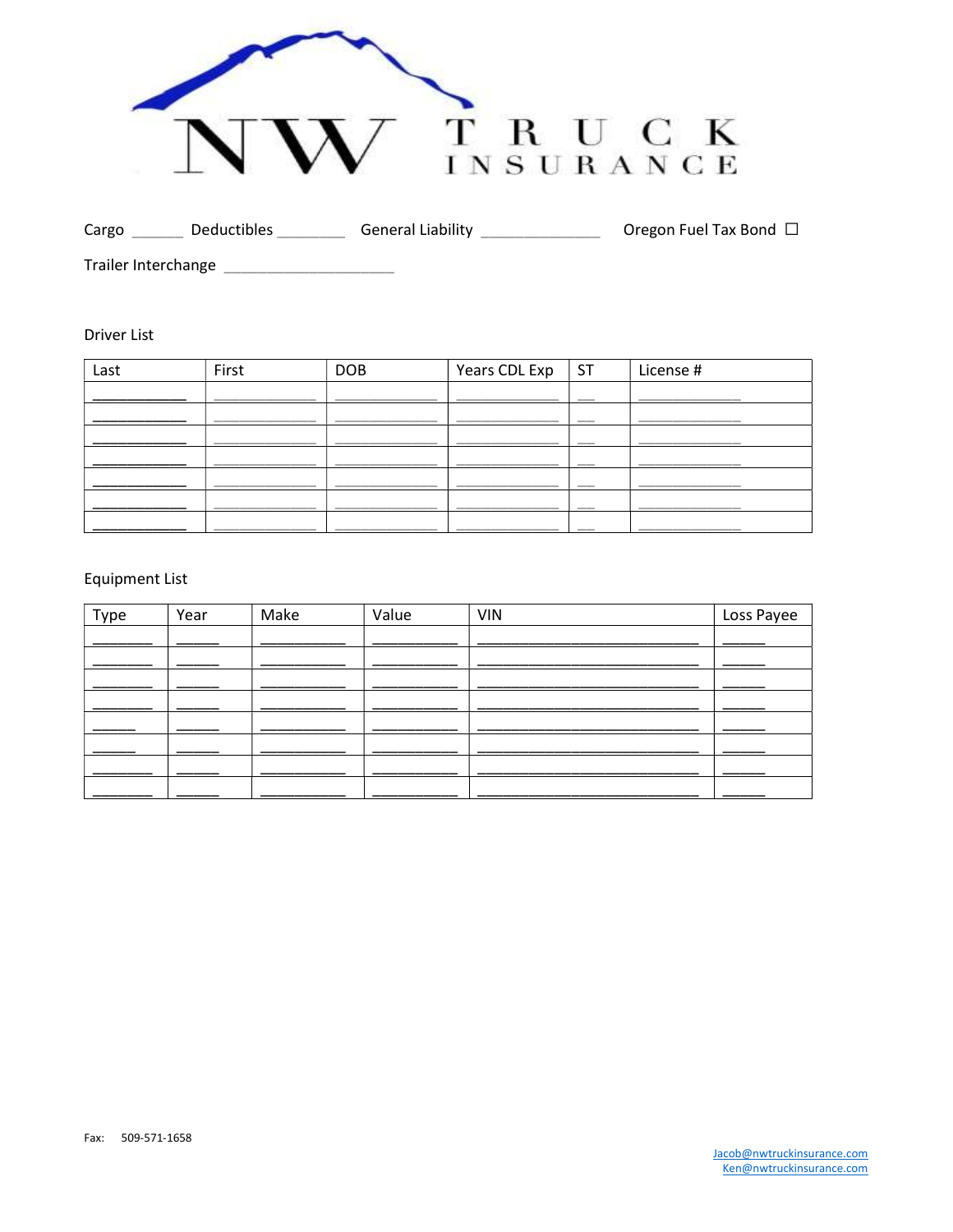NW TRUCK INSURANCE

Cargo ______ Deductibles ________ General Liability ______________ Oregon Fuel Tax Bond ☐

Trailer Interchange ____________________

Driver List

| Last | First | DOB | Years CDL Exp | ST | License # |
|---|---|---|---|---|---|
| ___________ | ____________ | ____________ | ____________ | __ | ____________ |
| ___________ | ____________ | ____________ | ____________ | __ | ____________ |
| ___________ | ____________ | ____________ | ____________ | __ | ____________ |
| ___________ | ____________ | ____________ | ____________ | __ | ____________ |
| ___________ | ____________ | ____________ | ____________ | __ | ____________ |
| ___________ | ____________ | ____________ | ____________ | __ | ____________ |
| ___________ | ____________ | ____________ | ____________ | __ | ____________ |

Equipment List

| Type | Year | Make | Value | VIN | Loss Payee |
|---|---|---|---|---|---|
| _______ | _____ | __________ | __________ | __________________________ | _____ |
| _______ | _____ | __________ | __________ | __________________________ | _____ |
| _______ | _____ | __________ | __________ | __________________________ | _____ |
| _______ | _____ | __________ | __________ | __________________________ | _____ |
| _____ | _____ | __________ | __________ | __________________________ | _____ |
| _____ | _____ | __________ | __________ | __________________________ | _____ |
| _______ | _____ | __________ | __________ | __________________________ | _____ |
| _______ | _____ | __________ | __________ | __________________________ | _____ |

Fax: 509-571-1658

Jacob@nwtruckinsurance.com
Ken@nwtruckinsurance.com